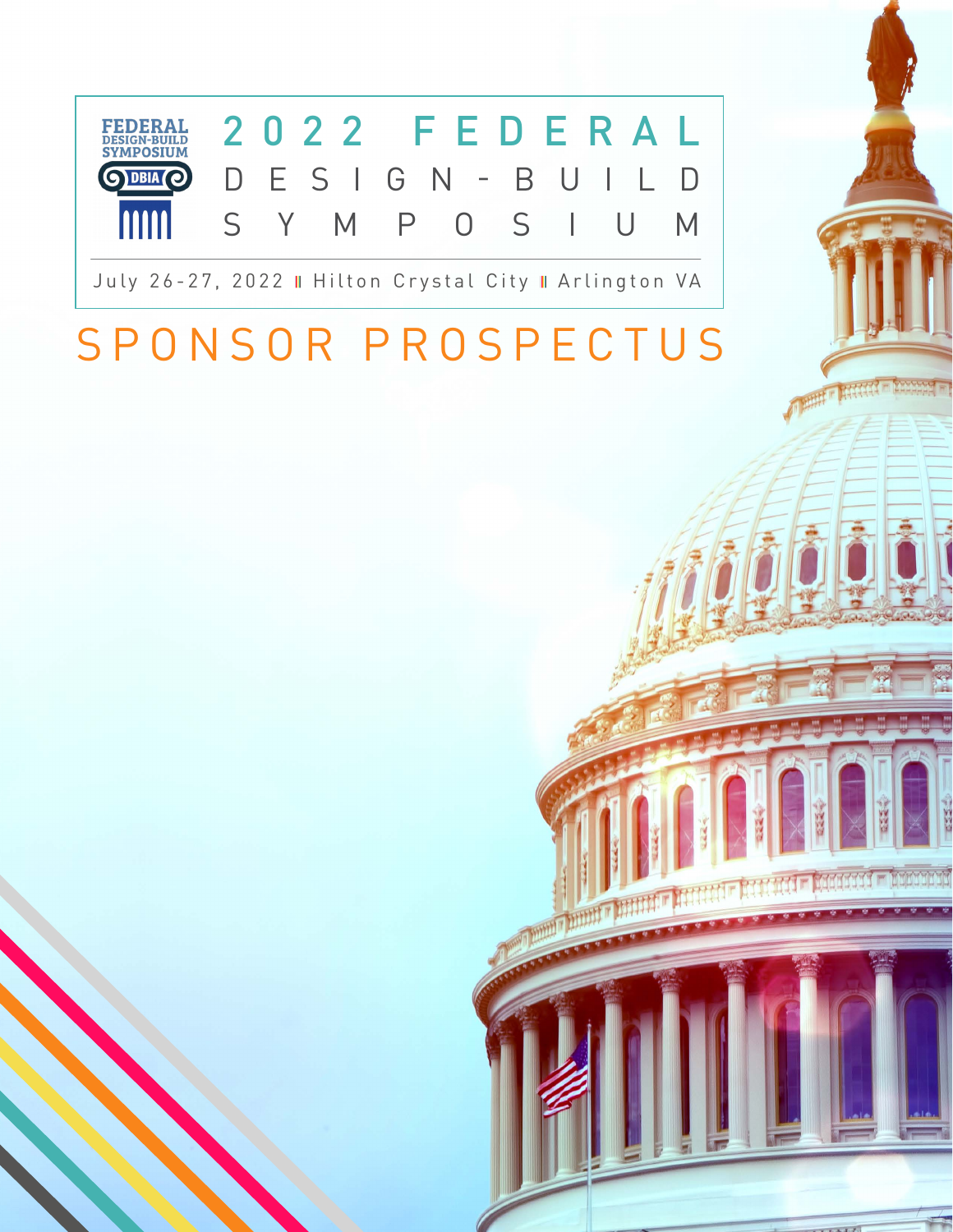FEDERAL DESIGN-BUILD SYMPOSIUM

DBIA

# 2022 FEDERAL DESIGN-BUILD SYMPOSIUM

July 26-27, 2022 | Hilton Crystal City | Arlington VA

# SPONSOR PROSPECTUS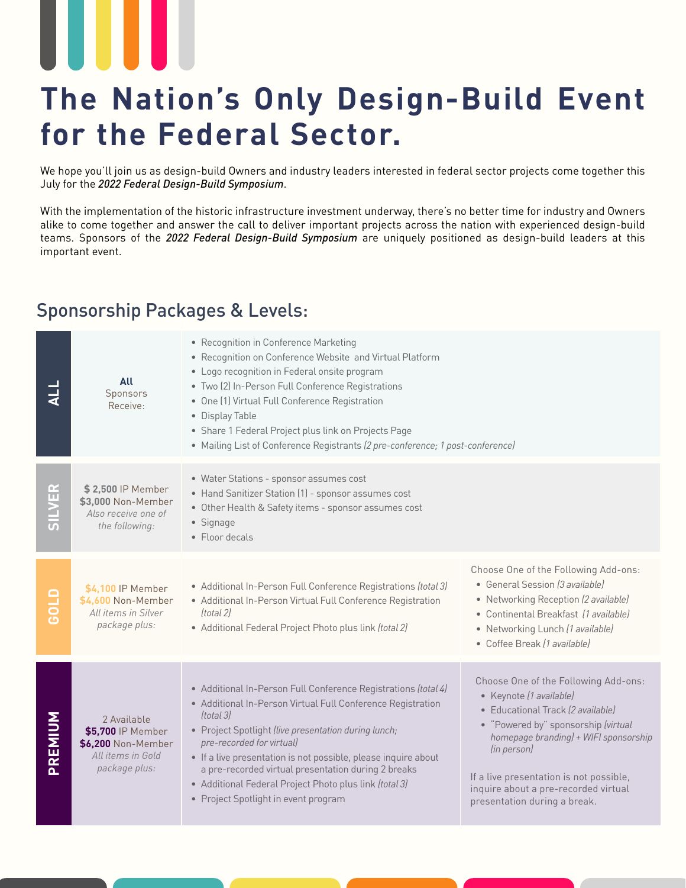# The Nation's Only Design-Build Event for the Federal Sector.

We hope you'll join us as design-build Owners and industry leaders interested in federal sector projects come together this July for the *2022 Federal Design-Build Symposium*.

With the implementation of the historic infrastructure investment underway, there's no better time for industry and Owners alike to come together and answer the call to deliver important projects across the nation with experienced design-build teams. Sponsors of the *2022 Federal Design-Build Symposium* are uniquely positioned as design-build leaders at this important event.

## Sponsorship Packages & Levels:

| Level | Price | Benefits | Add-ons |
|---|---|---|---|
| **ALL** | **All** Sponsors Receive: | • Recognition in Conference Marketing<br>• Recognition on Conference Website and Virtual Platform<br>• Logo recognition in Federal onsite program<br>• Two (2) In-Person Full Conference Registrations<br>• One (1) Virtual Full Conference Registration<br>• Display Table<br>• Share 1 Federal Project plus link on Projects Page<br>• Mailing List of Conference Registrants *(2 pre-conference; 1 post-conference)* | |
| **SILVER** | **$ 2,500** IP Member<br>**$3,000** Non-Member<br>*Also receive one of the following:* | • Water Stations - sponsor assumes cost<br>• Hand Sanitizer Station (1) - sponsor assumes cost<br>• Other Health & Safety items - sponsor assumes cost<br>• Signage<br>• Floor decals | |
| **GOLD** | **$4,100** IP Member<br>**$4,600** Non-Member<br>*All items in Silver package plus:* | • Additional In-Person Full Conference Registrations *(total 3)*<br>• Additional In-Person Virtual Full Conference Registration *(total 2)*<br>• Additional Federal Project Photo plus link *(total 2)* | Choose One of the Following Add-ons:<br>• General Session *(3 available)*<br>• Networking Reception *(2 available)*<br>• Continental Breakfast *(1 available)*<br>• Networking Lunch *(1 available)*<br>• Coffee Break *(1 available)* |
| **PREMIUM** | 2 Available<br>**$5,700** IP Member<br>**$6,200** Non-Member<br>*All items in Gold package plus:* | • Additional In-Person Full Conference Registrations *(total 4)*<br>• Additional In-Person Virtual Full Conference Registration *(total 3)*<br>• Project Spotlight *(live presentation during lunch; pre-recorded for virtual)*<br>• If a live presentation is not possible, please inquire about a pre-recorded virtual presentation during 2 breaks<br>• Additional Federal Project Photo plus link *(total 3)*<br>• Project Spotlight in event program | Choose One of the Following Add-ons:<br>• Keynote *(1 available)*<br>• Educational Track *(2 available)*<br>• "Powered by" sponsorship *(virtual homepage branding)* + *WIFI sponsorship (in person)*<br><br>If a live presentation is not possible, inquire about a pre-recorded virtual presentation during a break. |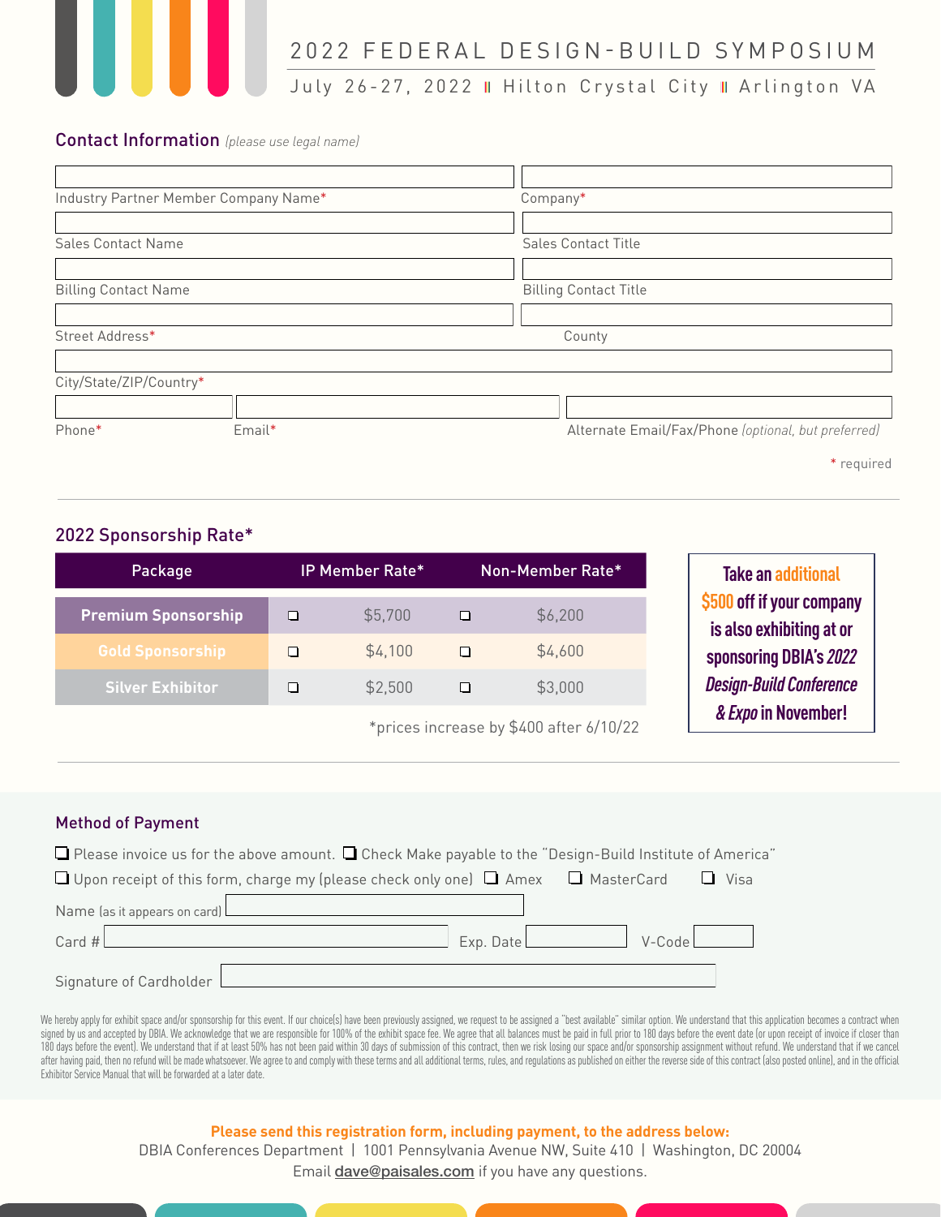# 2022 FEDERAL DESIGN-BUILD SYMPOSIUM

July 26-27, 2022 | Hilton Crystal City | Arlington VA

## Contact Information *(please use legal name)*

Industry Partner Member Company Name*

Company*

Sales Contact Name

Sales Contact Title

Billing Contact Name

Billing Contact Title

Street Address*

County

City/State/ZIP/Country*

Phone*

Email*

Alternate Email/Fax/Phone *(optional, but preferred)*

\* required

## 2022 Sponsorship Rate*

| Package | IP Member Rate* | Non-Member Rate* |
|---|---|---|
| Premium Sponsorship | ❑ $5,700 | ❑ $6,200 |
| Gold Sponsorship | ❑ $4,100 | ❑ $4,600 |
| Silver Exhibitor | ❑ $2,500 | ❑ $3,000 |

*prices increase by $400 after 6/10/22

**Take an additional $500 off if your company is also exhibiting at or sponsoring DBIA's *2022 Design-Build Conference & Expo* in November!**

## Method of Payment

❑ Please invoice us for the above amount. ❑ Check Make payable to the "Design-Build Institute of America"

❑ Upon receipt of this form, charge my (please check only one) ❑ Amex ❑ MasterCard ❑ Visa

Name (as it appears on card)

Card #

Exp. Date

V-Code

Signature of Cardholder

We hereby apply for exhibit space and/or sponsorship for this event. If our choice(s) have been previously assigned, we request to be assigned a "best available" similar option. We understand that this application becomes a contract when signed by us and accepted by DBIA. We acknowledge that we are responsible for 100% of the exhibit space fee. We agree that all balances must be paid in full prior to 180 days before the event date (or upon receipt of invoice if closer than 180 days before the event). We understand that if at least 50% has not been paid within 30 days of submission of this contract, then we risk losing our space and/or sponsorship assignment without refund. We understand that if we cancel after having paid, then no refund will be made whatsoever. We agree to and comply with these terms and all additional terms, rules, and regulations as published on either the reverse side of this contract (also posted online), and in the official Exhibitor Service Manual that will be forwarded at a later date.

**Please send this registration form, including payment, to the address below:**

DBIA Conferences Department | 1001 Pennsylvania Avenue NW, Suite 410 | Washington, DC 20004

Email dave@paisales.com if you have any questions.